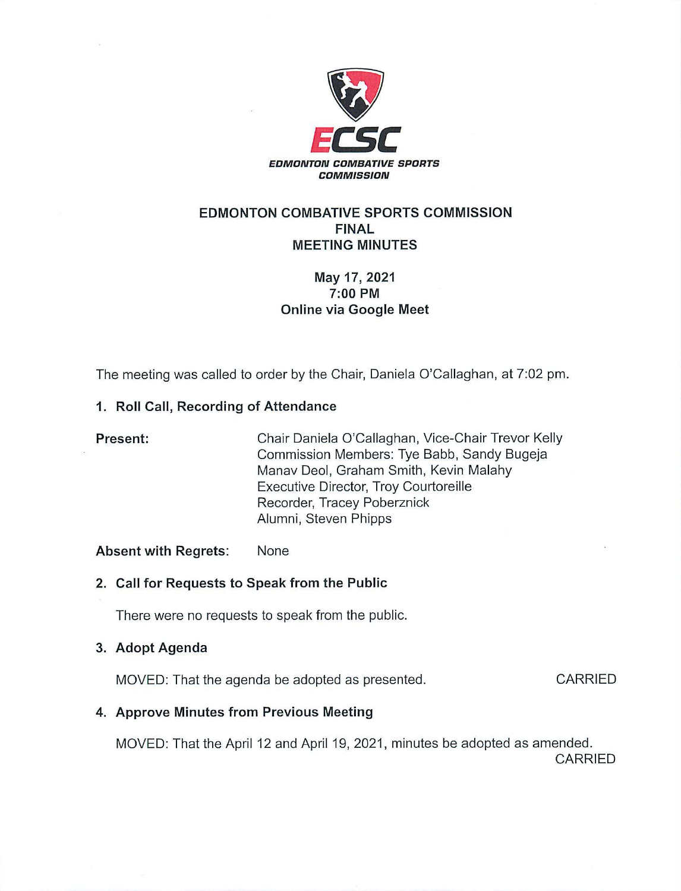**ECSC**

***EDMONTON COMBATIVE SPORTS COMMISSION***

# EDMONTON COMBATIVE SPORTS COMMISSION
## FINAL
## MEETING MINUTES

**May 17, 2021**
**7:00 PM**
**Online via Google Meet**

The meeting was called to order by the Chair, Daniela O'Callaghan, at 7:02 pm.

### 1. Roll Call, Recording of Attendance

**Present:**
Chair Daniela O'Callaghan, Vice-Chair Trevor Kelly
Commission Members: Tye Babb, Sandy Bugeja
Manav Deol, Graham Smith, Kevin Malahy
Executive Director, Troy Courtoreille
Recorder, Tracey Poberznick
Alumni, Steven Phipps

**Absent with Regrets:** None

### 2. Call for Requests to Speak from the Public

There were no requests to speak from the public.

### 3. Adopt Agenda

MOVED: That the agenda be adopted as presented. CARRIED

### 4. Approve Minutes from Previous Meeting

MOVED: That the April 12 and April 19, 2021, minutes be adopted as amended.
CARRIED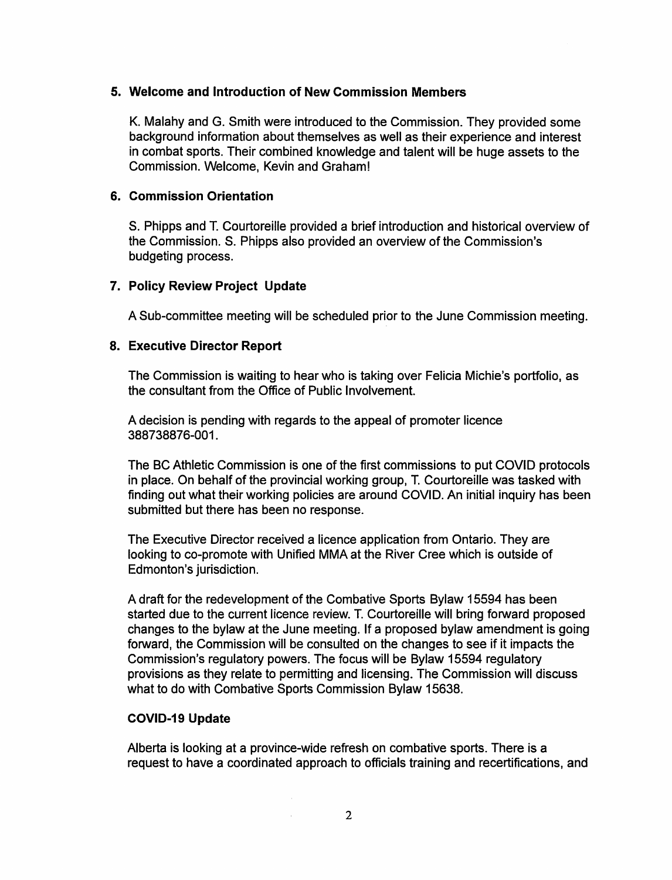## 5. Welcome and Introduction of New Commission Members

K. Malahy and G. Smith were introduced to the Commission. They provided some background information about themselves as well as their experience and interest in combat sports. Their combined knowledge and talent will be huge assets to the Commission. Welcome, Kevin and Graham!

## 6. Commission Orientation

S. Phipps and T. Courtoreille provided a brief introduction and historical overview of the Commission. S. Phipps also provided an overview of the Commission's budgeting process.

## 7. Policy Review Project Update

A Sub-committee meeting will be scheduled prior to the June Commission meeting.

## 8. Executive Director Report

The Commission is waiting to hear who is taking over Felicia Michie's portfolio, as the consultant from the Office of Public Involvement.

A decision is pending with regards to the appeal of promoter licence 388738876-001.

The BC Athletic Commission is one of the first commissions to put COVID protocols in place. On behalf of the provincial working group, T. Courtoreille was tasked with finding out what their working policies are around COVID. An initial inquiry has been submitted but there has been no response.

The Executive Director received a licence application from Ontario. They are looking to co-promote with Unified MMA at the River Cree which is outside of Edmonton's jurisdiction.

A draft for the redevelopment of the Combative Sports Bylaw 15594 has been started due to the current licence review. T. Courtoreille will bring forward proposed changes to the bylaw at the June meeting. If a proposed bylaw amendment is going forward, the Commission will be consulted on the changes to see if it impacts the Commission's regulatory powers. The focus will be Bylaw 15594 regulatory provisions as they relate to permitting and licensing. The Commission will discuss what to do with Combative Sports Commission Bylaw 15638.

### COVID-19 Update

Alberta is looking at a province-wide refresh on combative sports. There is a request to have a coordinated approach to officials training and recertifications, and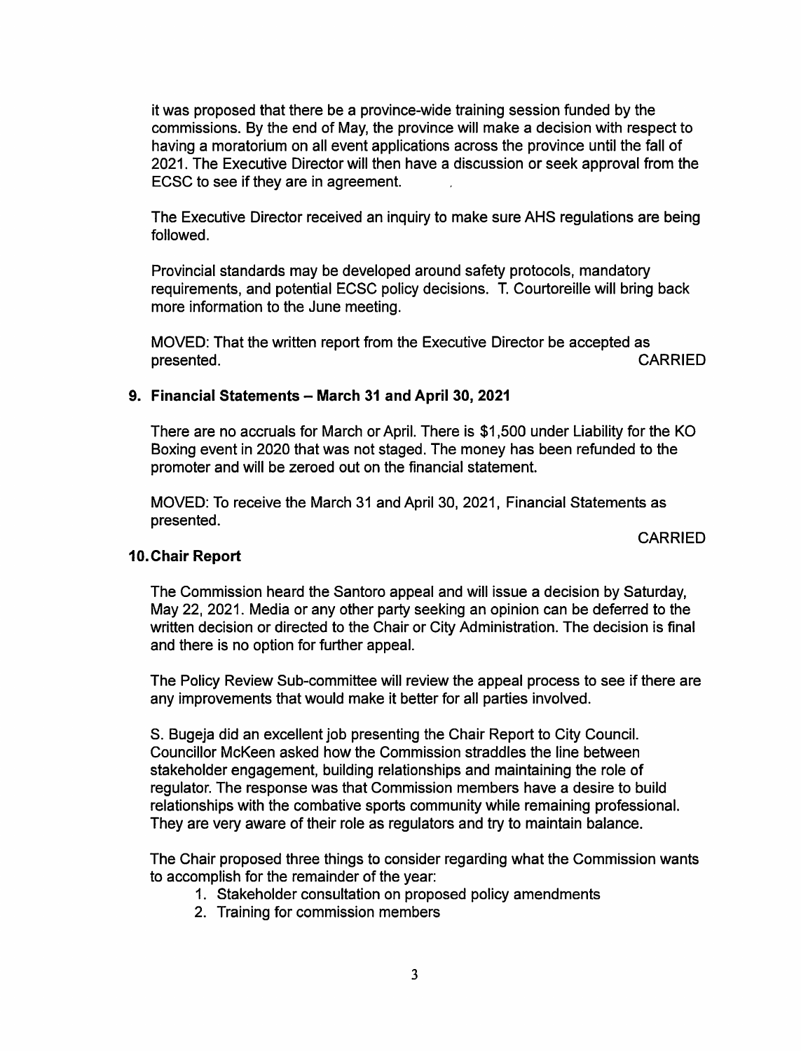it was proposed that there be a province-wide training session funded by the commissions. By the end of May, the province will make a decision with respect to having a moratorium on all event applications across the province until the fall of 2021. The Executive Director will then have a discussion or seek approval from the ECSC to see if they are in agreement.

The Executive Director received an inquiry to make sure AHS regulations are being followed.

Provincial standards may be developed around safety protocols, mandatory requirements, and potential ECSC policy decisions. T. Courtoreille will bring back more information to the June meeting.

MOVED: That the written report from the Executive Director be accepted as presented. CARRIED

## 9. Financial Statements – March 31 and April 30, 2021

There are no accruals for March or April. There is $1,500 under Liability for the KO Boxing event in 2020 that was not staged. The money has been refunded to the promoter and will be zeroed out on the financial statement.

MOVED: To receive the March 31 and April 30, 2021, Financial Statements as presented.

CARRIED

## 10. Chair Report

The Commission heard the Santoro appeal and will issue a decision by Saturday, May 22, 2021. Media or any other party seeking an opinion can be deferred to the written decision or directed to the Chair or City Administration. The decision is final and there is no option for further appeal.

The Policy Review Sub-committee will review the appeal process to see if there are any improvements that would make it better for all parties involved.

S. Bugeja did an excellent job presenting the Chair Report to City Council. Councillor McKeen asked how the Commission straddles the line between stakeholder engagement, building relationships and maintaining the role of regulator. The response was that Commission members have a desire to build relationships with the combative sports community while remaining professional. They are very aware of their role as regulators and try to maintain balance.

The Chair proposed three things to consider regarding what the Commission wants to accomplish for the remainder of the year:

1. Stakeholder consultation on proposed policy amendments
2. Training for commission members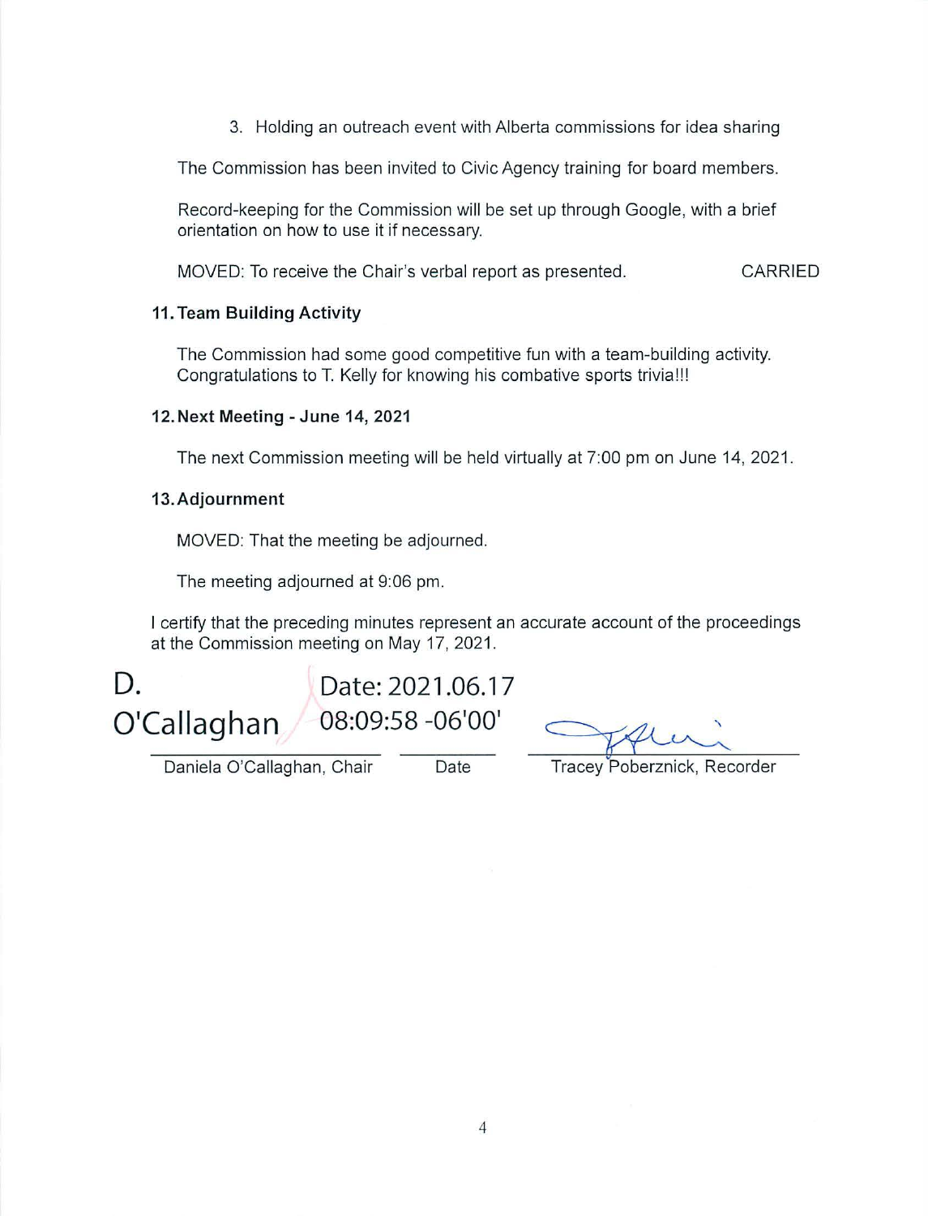3. Holding an outreach event with Alberta commissions for idea sharing

The Commission has been invited to Civic Agency training for board members.

Record-keeping for the Commission will be set up through Google, with a brief orientation on how to use it if necessary.

MOVED: To receive the Chair's verbal report as presented. CARRIED

**11. Team Building Activity**

The Commission had some good competitive fun with a team-building activity. Congratulations to T. Kelly for knowing his combative sports trivia!!!

**12. Next Meeting - June 14, 2021**

The next Commission meeting will be held virtually at 7:00 pm on June 14, 2021.

**13. Adjournment**

MOVED: That the meeting be adjourned.

The meeting adjourned at 9:06 pm.

I certify that the preceding minutes represent an accurate account of the proceedings at the Commission meeting on May 17, 2021.

D. O'Callaghan Date: 2021.06.17 08:09:58 -06'00'

Daniela O'Callaghan, Chair — Date — Tracey Poberznick, Recorder